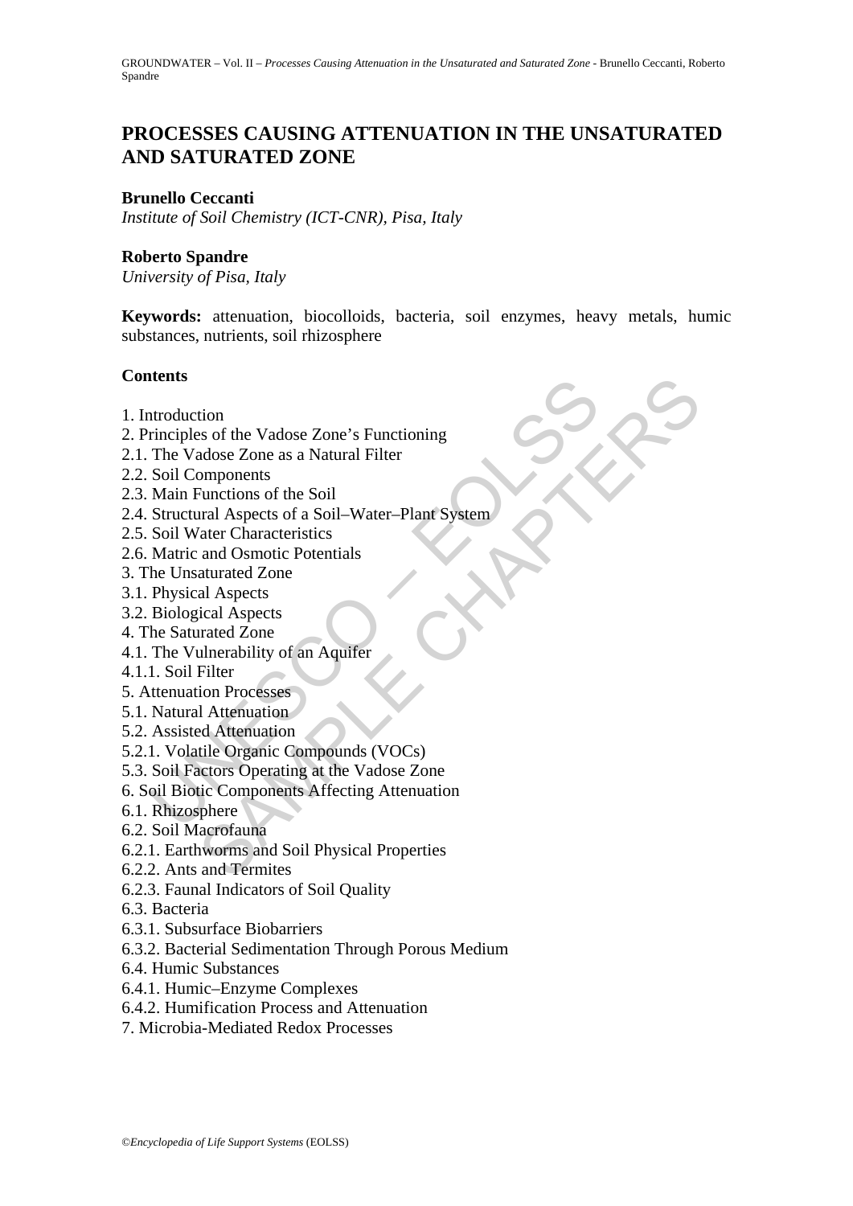# PROCESSES CAUSING ATTENUATION IN THE UNSATURATED AND SATURATED ZONE

**Brunello Ceccanti**
*Institute of Soil Chemistry (ICT-CNR), Pisa, Italy*

**Roberto Spandre**
*University of Pisa, Italy*

**Keywords:** attenuation, biocolloids, bacteria, soil enzymes, heavy metals, humic substances, nutrients, soil rhizosphere

## Contents

1. Introduction
2. Principles of the Vadose Zone's Functioning
2.1. The Vadose Zone as a Natural Filter
2.2. Soil Components
2.3. Main Functions of the Soil
2.4. Structural Aspects of a Soil–Water–Plant System
2.5. Soil Water Characteristics
2.6. Matric and Osmotic Potentials
3. The Unsaturated Zone
3.1. Physical Aspects
3.2. Biological Aspects
4. The Saturated Zone
4.1. The Vulnerability of an Aquifer
4.1.1. Soil Filter
5. Attenuation Processes
5.1. Natural Attenuation
5.2. Assisted Attenuation
5.2.1. Volatile Organic Compounds (VOCs)
5.3. Soil Factors Operating at the Vadose Zone
6. Soil Biotic Components Affecting Attenuation
6.1. Rhizosphere
6.2. Soil Macrofauna
6.2.1. Earthworms and Soil Physical Properties
6.2.2. Ants and Termites
6.2.3. Faunal Indicators of Soil Quality
6.3. Bacteria
6.3.1. Subsurface Biobarriers
6.3.2. Bacterial Sedimentation Through Porous Medium
6.4. Humic Substances
6.4.1. Humic–Enzyme Complexes
6.4.2. Humification Process and Attenuation
7. Microbia-Mediated Redox Processes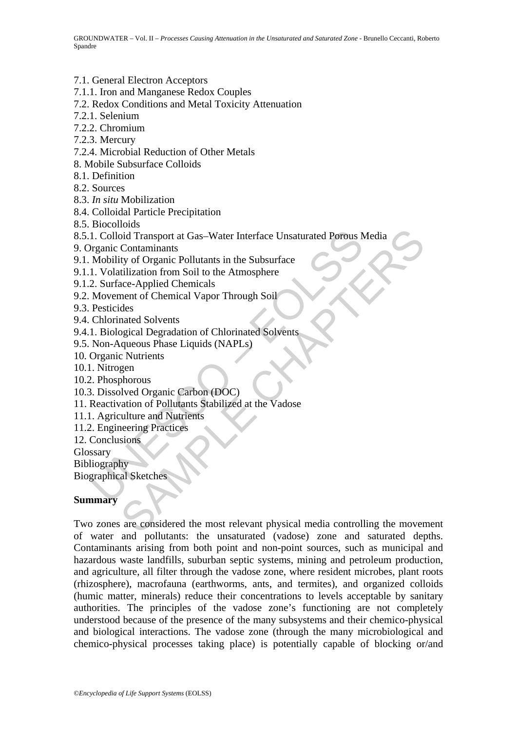7.1. General Electron Acceptors
7.1.1. Iron and Manganese Redox Couples
7.2. Redox Conditions and Metal Toxicity Attenuation
7.2.1. Selenium
7.2.2. Chromium
7.2.3. Mercury
7.2.4. Microbial Reduction of Other Metals
8. Mobile Subsurface Colloids
8.1. Definition
8.2. Sources
8.3. *In situ* Mobilization
8.4. Colloidal Particle Precipitation
8.5. Biocolloids
8.5.1. Colloid Transport at Gas–Water Interface Unsaturated Porous Media
9. Organic Contaminants
9.1. Mobility of Organic Pollutants in the Subsurface
9.1.1. Volatilization from Soil to the Atmosphere
9.1.2. Surface-Applied Chemicals
9.2. Movement of Chemical Vapor Through Soil
9.3. Pesticides
9.4. Chlorinated Solvents
9.4.1. Biological Degradation of Chlorinated Solvents
9.5. Non-Aqueous Phase Liquids (NAPLs)
10. Organic Nutrients
10.1. Nitrogen
10.2. Phosphorous
10.3. Dissolved Organic Carbon (DOC)
11. Reactivation of Pollutants Stabilized at the Vadose
11.1. Agriculture and Nutrients
11.2. Engineering Practices
12. Conclusions
Glossary
Bibliography
Biographical Sketches

## Summary

Two zones are considered the most relevant physical media controlling the movement of water and pollutants: the unsaturated (vadose) zone and saturated depths. Contaminants arising from both point and non-point sources, such as municipal and hazardous waste landfills, suburban septic systems, mining and petroleum production, and agriculture, all filter through the vadose zone, where resident microbes, plant roots (rhizosphere), macrofauna (earthworms, ants, and termites), and organized colloids (humic matter, minerals) reduce their concentrations to levels acceptable by sanitary authorities. The principles of the vadose zone's functioning are not completely understood because of the presence of the many subsystems and their chemico-physical and biological interactions. The vadose zone (through the many microbiological and chemico-physical processes taking place) is potentially capable of blocking or/and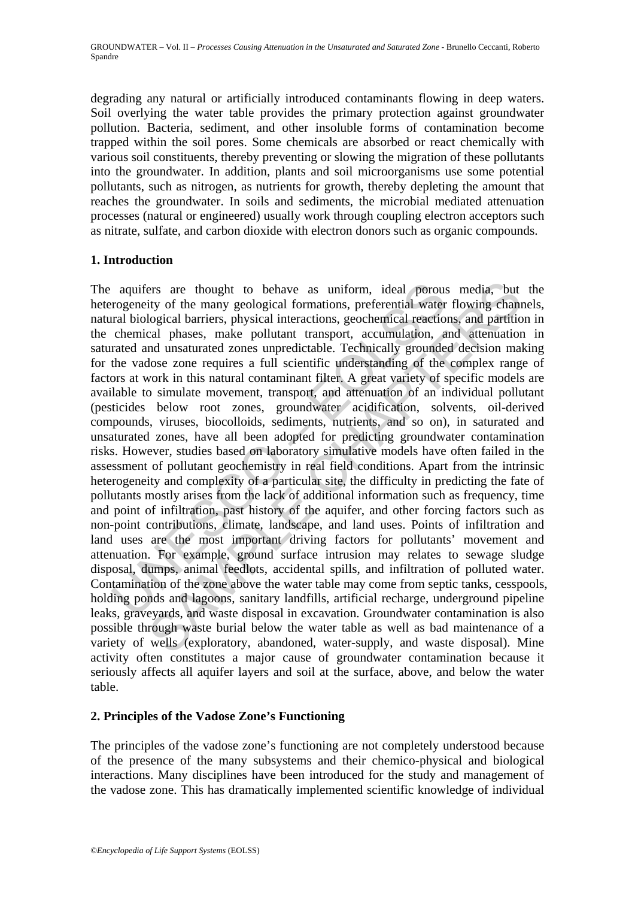degrading any natural or artificially introduced contaminants flowing in deep waters. Soil overlying the water table provides the primary protection against groundwater pollution. Bacteria, sediment, and other insoluble forms of contamination become trapped within the soil pores. Some chemicals are absorbed or react chemically with various soil constituents, thereby preventing or slowing the migration of these pollutants into the groundwater. In addition, plants and soil microorganisms use some potential pollutants, such as nitrogen, as nutrients for growth, thereby depleting the amount that reaches the groundwater. In soils and sediments, the microbial mediated attenuation processes (natural or engineered) usually work through coupling electron acceptors such as nitrate, sulfate, and carbon dioxide with electron donors such as organic compounds.

## 1. Introduction

The aquifers are thought to behave as uniform, ideal porous media, but the heterogeneity of the many geological formations, preferential water flowing channels, natural biological barriers, physical interactions, geochemical reactions, and partition in the chemical phases, make pollutant transport, accumulation, and attenuation in saturated and unsaturated zones unpredictable. Technically grounded decision making for the vadose zone requires a full scientific understanding of the complex range of factors at work in this natural contaminant filter. A great variety of specific models are available to simulate movement, transport, and attenuation of an individual pollutant (pesticides below root zones, groundwater acidification, solvents, oil-derived compounds, viruses, biocolloids, sediments, nutrients, and so on), in saturated and unsaturated zones, have all been adopted for predicting groundwater contamination risks. However, studies based on laboratory simulative models have often failed in the assessment of pollutant geochemistry in real field conditions. Apart from the intrinsic heterogeneity and complexity of a particular site, the difficulty in predicting the fate of pollutants mostly arises from the lack of additional information such as frequency, time and point of infiltration, past history of the aquifer, and other forcing factors such as non-point contributions, climate, landscape, and land uses. Points of infiltration and land uses are the most important driving factors for pollutants' movement and attenuation. For example, ground surface intrusion may relates to sewage sludge disposal, dumps, animal feedlots, accidental spills, and infiltration of polluted water. Contamination of the zone above the water table may come from septic tanks, cesspools, holding ponds and lagoons, sanitary landfills, artificial recharge, underground pipeline leaks, graveyards, and waste disposal in excavation. Groundwater contamination is also possible through waste burial below the water table as well as bad maintenance of a variety of wells (exploratory, abandoned, water-supply, and waste disposal). Mine activity often constitutes a major cause of groundwater contamination because it seriously affects all aquifer layers and soil at the surface, above, and below the water table.

## 2. Principles of the Vadose Zone's Functioning

The principles of the vadose zone's functioning are not completely understood because of the presence of the many subsystems and their chemico-physical and biological interactions. Many disciplines have been introduced for the study and management of the vadose zone. This has dramatically implemented scientific knowledge of individual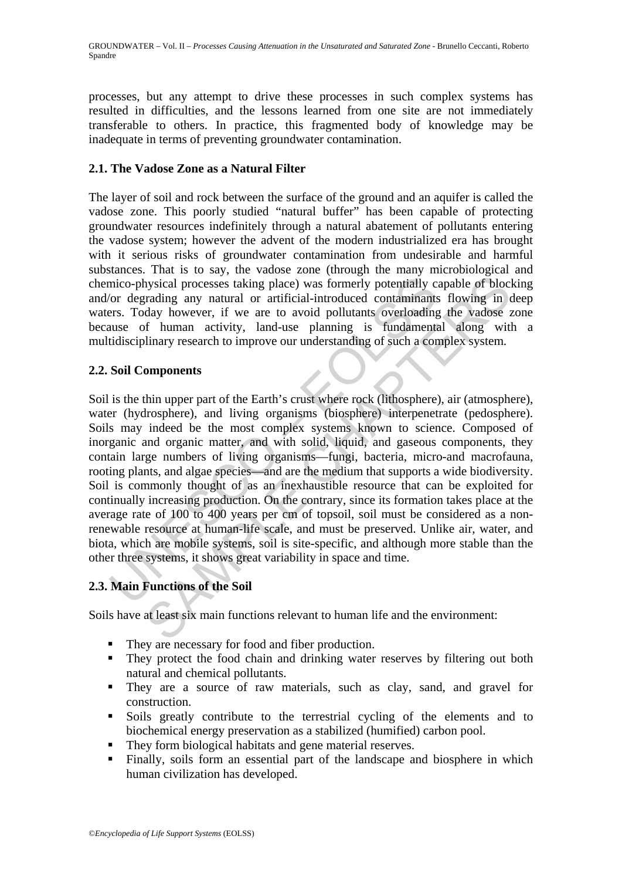processes, but any attempt to drive these processes in such complex systems has resulted in difficulties, and the lessons learned from one site are not immediately transferable to others. In practice, this fragmented body of knowledge may be inadequate in terms of preventing groundwater contamination.

## 2.1. The Vadose Zone as a Natural Filter

The layer of soil and rock between the surface of the ground and an aquifer is called the vadose zone. This poorly studied "natural buffer" has been capable of protecting groundwater resources indefinitely through a natural abatement of pollutants entering the vadose system; however the advent of the modern industrialized era has brought with it serious risks of groundwater contamination from undesirable and harmful substances. That is to say, the vadose zone (through the many microbiological and chemico-physical processes taking place) was formerly potentially capable of blocking and/or degrading any natural or artificial-introduced contaminants flowing in deep waters. Today however, if we are to avoid pollutants overloading the vadose zone because of human activity, land-use planning is fundamental along with a multidisciplinary research to improve our understanding of such a complex system.

## 2.2. Soil Components

Soil is the thin upper part of the Earth's crust where rock (lithosphere), air (atmosphere), water (hydrosphere), and living organisms (biosphere) interpenetrate (pedosphere). Soils may indeed be the most complex systems known to science. Composed of inorganic and organic matter, and with solid, liquid, and gaseous components, they contain large numbers of living organisms—fungi, bacteria, micro-and macrofauna, rooting plants, and algae species—and are the medium that supports a wide biodiversity. Soil is commonly thought of as an inexhaustible resource that can be exploited for continually increasing production. On the contrary, since its formation takes place at the average rate of 100 to 400 years per cm of topsoil, soil must be considered as a non-renewable resource at human-life scale, and must be preserved. Unlike air, water, and biota, which are mobile systems, soil is site-specific, and although more stable than the other three systems, it shows great variability in space and time.

## 2.3. Main Functions of the Soil

Soils have at least six main functions relevant to human life and the environment:

- They are necessary for food and fiber production.
- They protect the food chain and drinking water reserves by filtering out both natural and chemical pollutants.
- They are a source of raw materials, such as clay, sand, and gravel for construction.
- Soils greatly contribute to the terrestrial cycling of the elements and to biochemical energy preservation as a stabilized (humified) carbon pool.
- They form biological habitats and gene material reserves.
- Finally, soils form an essential part of the landscape and biosphere in which human civilization has developed.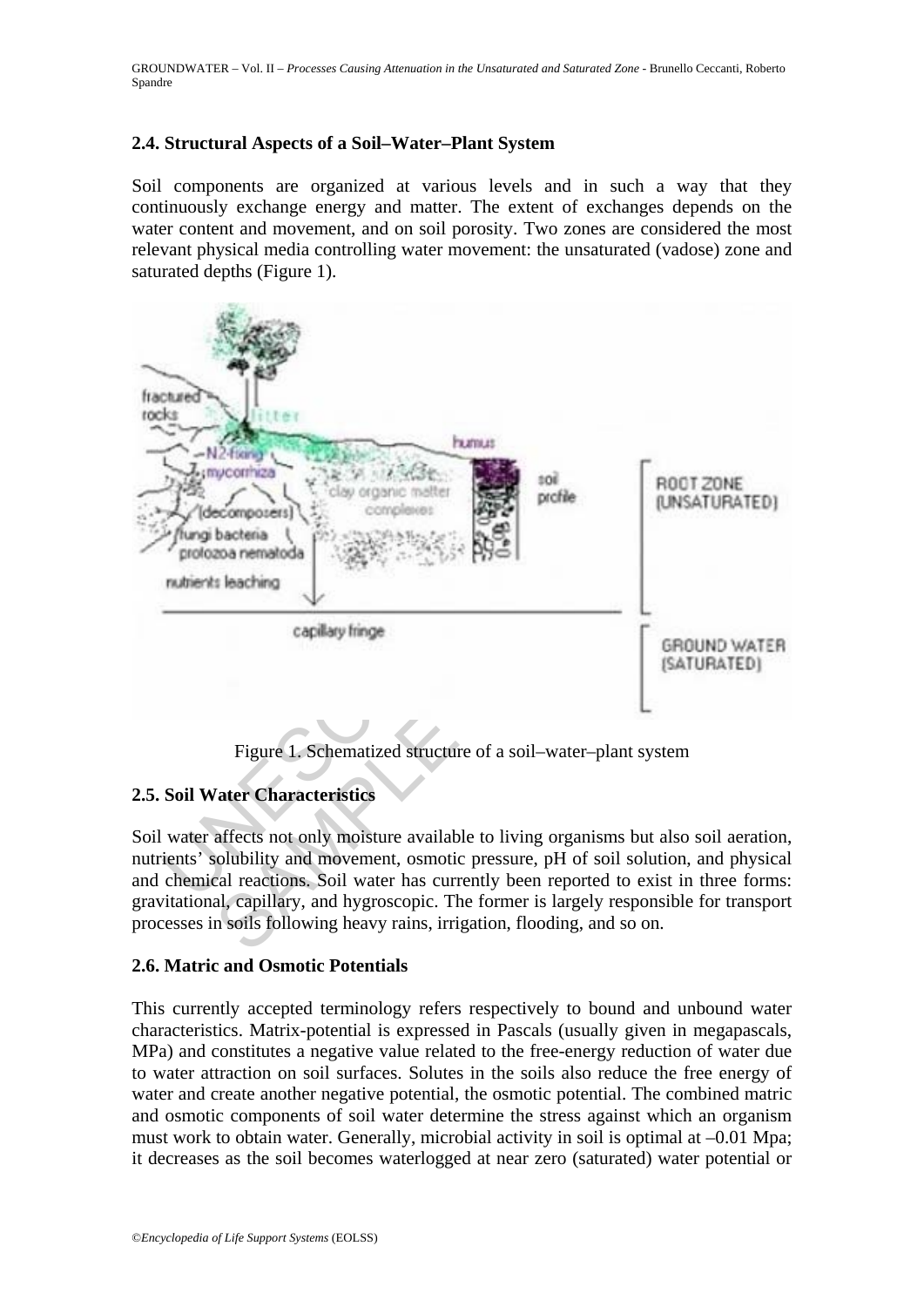## 2.4. Structural Aspects of a Soil–Water–Plant System

Soil components are organized at various levels and in such a way that they continuously exchange energy and matter. The extent of exchanges depends on the water content and movement, and on soil porosity. Two zones are considered the most relevant physical media controlling water movement: the unsaturated (vadose) zone and saturated depths (Figure 1).

Figure 1. Schematized structure of a soil–water–plant system

## 2.5. Soil Water Characteristics

Soil water affects not only moisture available to living organisms but also soil aeration, nutrients' solubility and movement, osmotic pressure, pH of soil solution, and physical and chemical reactions. Soil water has currently been reported to exist in three forms: gravitational, capillary, and hygroscopic. The former is largely responsible for transport processes in soils following heavy rains, irrigation, flooding, and so on.

## 2.6. Matric and Osmotic Potentials

This currently accepted terminology refers respectively to bound and unbound water characteristics. Matrix-potential is expressed in Pascals (usually given in megapascals, MPa) and constitutes a negative value related to the free-energy reduction of water due to water attraction on soil surfaces. Solutes in the soils also reduce the free energy of water and create another negative potential, the osmotic potential. The combined matric and osmotic components of soil water determine the stress against which an organism must work to obtain water. Generally, microbial activity in soil is optimal at –0.01 Mpa; it decreases as the soil becomes waterlogged at near zero (saturated) water potential or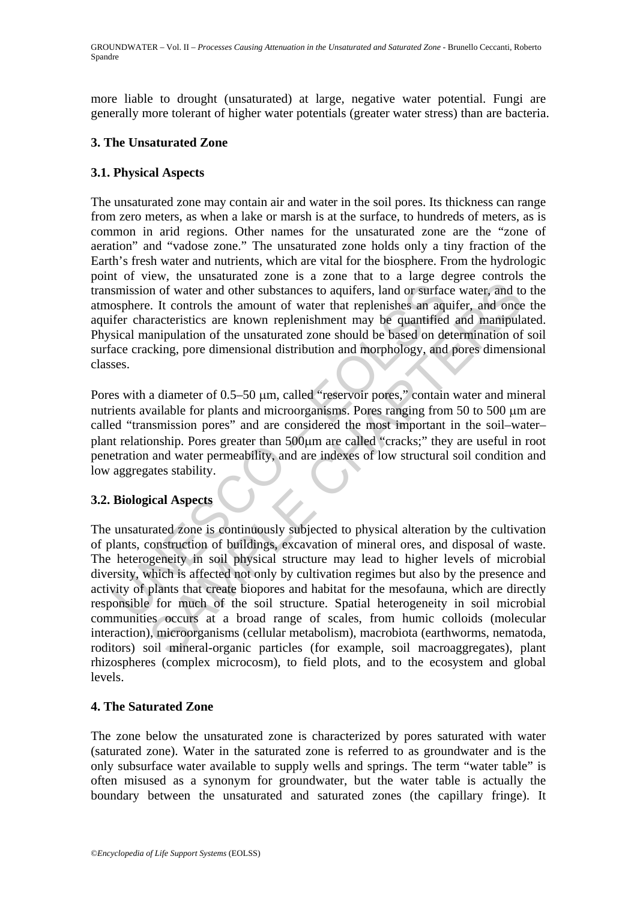more liable to drought (unsaturated) at large, negative water potential. Fungi are generally more tolerant of higher water potentials (greater water stress) than are bacteria.

## 3. The Unsaturated Zone

### 3.1. Physical Aspects

The unsaturated zone may contain air and water in the soil pores. Its thickness can range from zero meters, as when a lake or marsh is at the surface, to hundreds of meters, as is common in arid regions. Other names for the unsaturated zone are the "zone of aeration" and "vadose zone." The unsaturated zone holds only a tiny fraction of the Earth's fresh water and nutrients, which are vital for the biosphere. From the hydrologic point of view, the unsaturated zone is a zone that to a large degree controls the transmission of water and other substances to aquifers, land or surface water, and to the atmosphere. It controls the amount of water that replenishes an aquifer, and once the aquifer characteristics are known replenishment may be quantified and manipulated. Physical manipulation of the unsaturated zone should be based on determination of soil surface cracking, pore dimensional distribution and morphology, and pores dimensional classes.

Pores with a diameter of 0.5–50 μm, called "reservoir pores," contain water and mineral nutrients available for plants and microorganisms. Pores ranging from 50 to 500 μm are called "transmission pores" and are considered the most important in the soil–water–plant relationship. Pores greater than 500μm are called "cracks;" they are useful in root penetration and water permeability, and are indexes of low structural soil condition and low aggregates stability.

### 3.2. Biological Aspects

The unsaturated zone is continuously subjected to physical alteration by the cultivation of plants, construction of buildings, excavation of mineral ores, and disposal of waste. The heterogeneity in soil physical structure may lead to higher levels of microbial diversity, which is affected not only by cultivation regimes but also by the presence and activity of plants that create biopores and habitat for the mesofauna, which are directly responsible for much of the soil structure. Spatial heterogeneity in soil microbial communities occurs at a broad range of scales, from humic colloids (molecular interaction), microorganisms (cellular metabolism), macrobiota (earthworms, nematoda, roditors) soil mineral-organic particles (for example, soil macroaggregates), plant rhizospheres (complex microcosm), to field plots, and to the ecosystem and global levels.

## 4. The Saturated Zone

The zone below the unsaturated zone is characterized by pores saturated with water (saturated zone). Water in the saturated zone is referred to as groundwater and is the only subsurface water available to supply wells and springs. The term "water table" is often misused as a synonym for groundwater, but the water table is actually the boundary between the unsaturated and saturated zones (the capillary fringe). It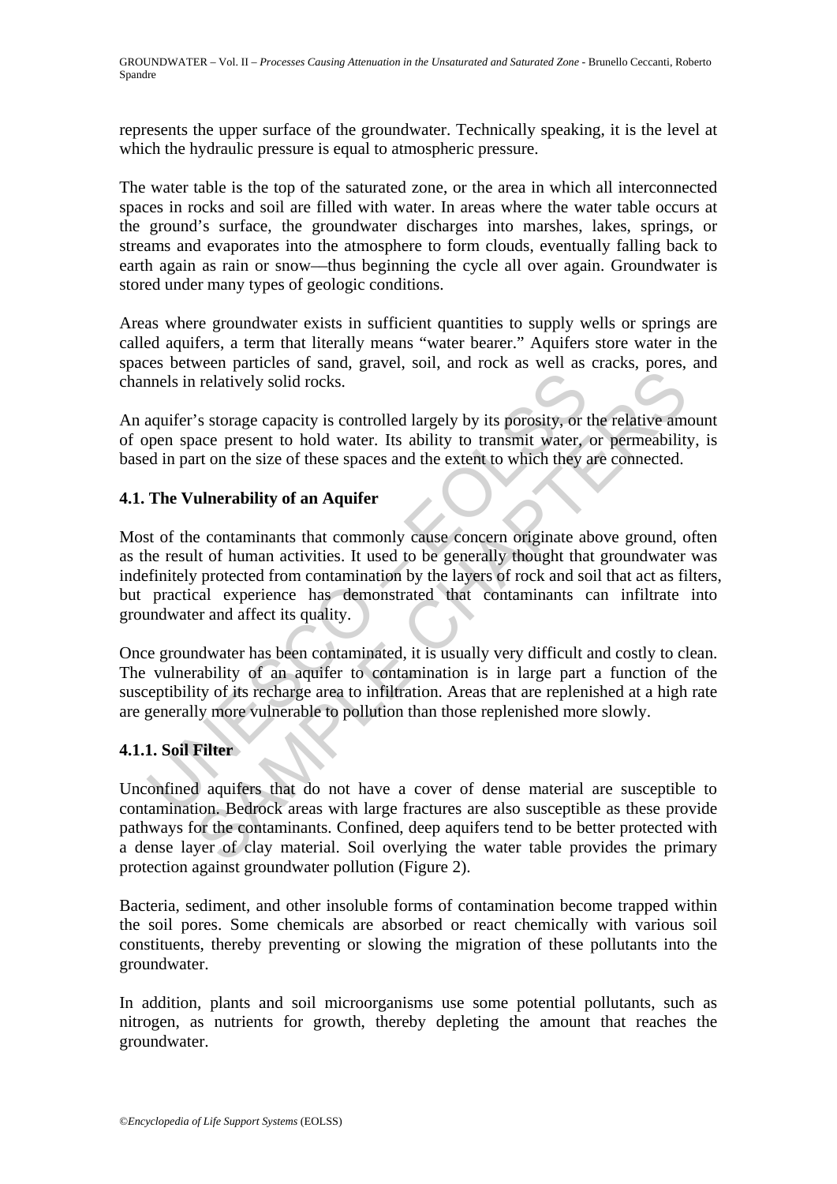represents the upper surface of the groundwater. Technically speaking, it is the level at which the hydraulic pressure is equal to atmospheric pressure.

The water table is the top of the saturated zone, or the area in which all interconnected spaces in rocks and soil are filled with water. In areas where the water table occurs at the ground's surface, the groundwater discharges into marshes, lakes, springs, or streams and evaporates into the atmosphere to form clouds, eventually falling back to earth again as rain or snow—thus beginning the cycle all over again. Groundwater is stored under many types of geologic conditions.

Areas where groundwater exists in sufficient quantities to supply wells or springs are called aquifers, a term that literally means "water bearer." Aquifers store water in the spaces between particles of sand, gravel, soil, and rock as well as cracks, pores, and channels in relatively solid rocks.

An aquifer's storage capacity is controlled largely by its porosity, or the relative amount of open space present to hold water. Its ability to transmit water, or permeability, is based in part on the size of these spaces and the extent to which they are connected.

### 4.1. The Vulnerability of an Aquifer

Most of the contaminants that commonly cause concern originate above ground, often as the result of human activities. It used to be generally thought that groundwater was indefinitely protected from contamination by the layers of rock and soil that act as filters, but practical experience has demonstrated that contaminants can infiltrate into groundwater and affect its quality.

Once groundwater has been contaminated, it is usually very difficult and costly to clean. The vulnerability of an aquifer to contamination is in large part a function of the susceptibility of its recharge area to infiltration. Areas that are replenished at a high rate are generally more vulnerable to pollution than those replenished more slowly.

#### 4.1.1. Soil Filter

Unconfined aquifers that do not have a cover of dense material are susceptible to contamination. Bedrock areas with large fractures are also susceptible as these provide pathways for the contaminants. Confined, deep aquifers tend to be better protected with a dense layer of clay material. Soil overlying the water table provides the primary protection against groundwater pollution (Figure 2).

Bacteria, sediment, and other insoluble forms of contamination become trapped within the soil pores. Some chemicals are absorbed or react chemically with various soil constituents, thereby preventing or slowing the migration of these pollutants into the groundwater.

In addition, plants and soil microorganisms use some potential pollutants, such as nitrogen, as nutrients for growth, thereby depleting the amount that reaches the groundwater.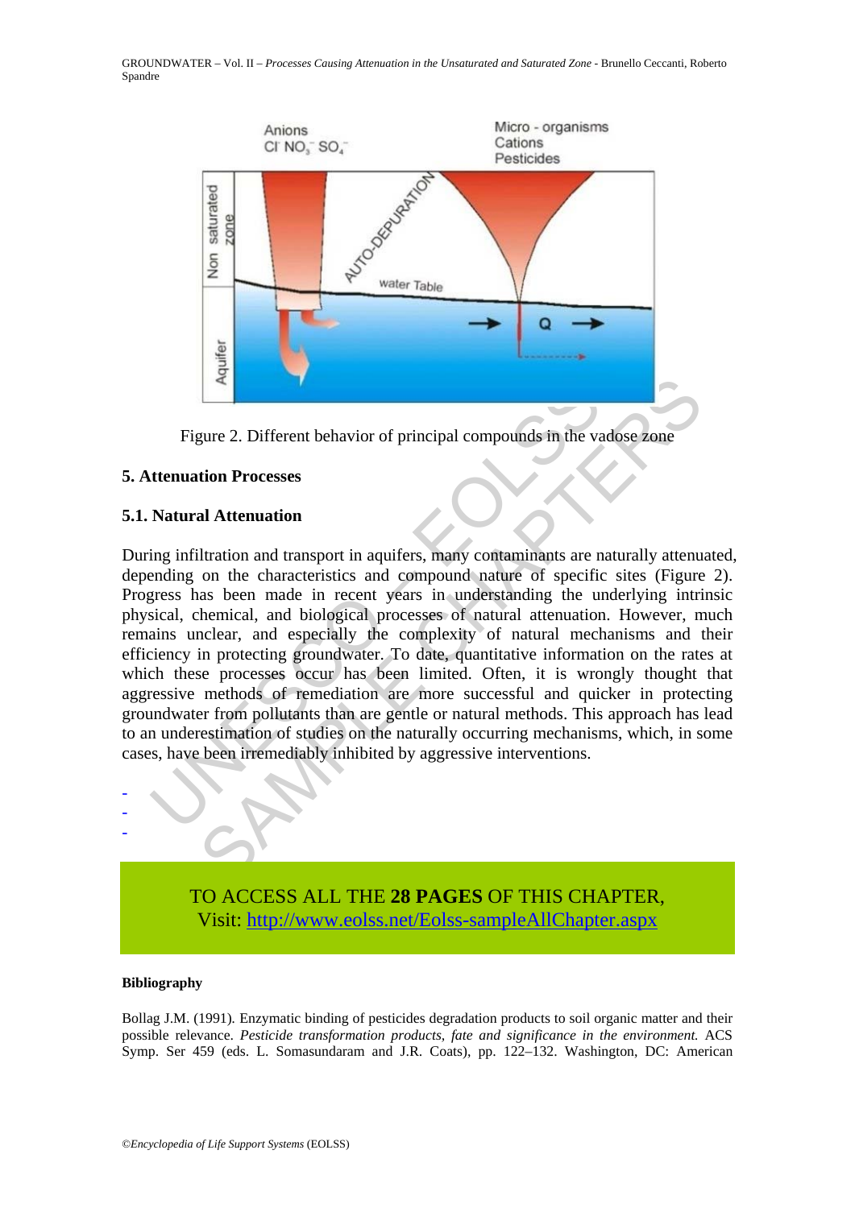Figure 2. Different behavior of principal compounds in the vadose zone

## 5. Attenuation Processes

### 5.1. Natural Attenuation

During infiltration and transport in aquifers, many contaminants are naturally attenuated, depending on the characteristics and compound nature of specific sites (Figure 2). Progress has been made in recent years in understanding the underlying intrinsic physical, chemical, and biological processes of natural attenuation. However, much remains unclear, and especially the complexity of natural mechanisms and their efficiency in protecting groundwater. To date, quantitative information on the rates at which these processes occur has been limited. Often, it is wrongly thought that aggressive methods of remediation are more successful and quicker in protecting groundwater from pollutants than are gentle or natural methods. This approach has lead to an underestimation of studies on the naturally occurring mechanisms, which, in some cases, have been irremediably inhibited by aggressive interventions.

-
-
-

TO ACCESS ALL THE **28 PAGES** OF THIS CHAPTER,
Visit: http://www.eolss.net/Eolss-sampleAllChapter.aspx

#### Bibliography

Bollag J.M. (1991). Enzymatic binding of pesticides degradation products to soil organic matter and their possible relevance. *Pesticide transformation products, fate and significance in the environment.* ACS Symp. Ser 459 (eds. L. Somasundaram and J.R. Coats), pp. 122–132. Washington, DC: American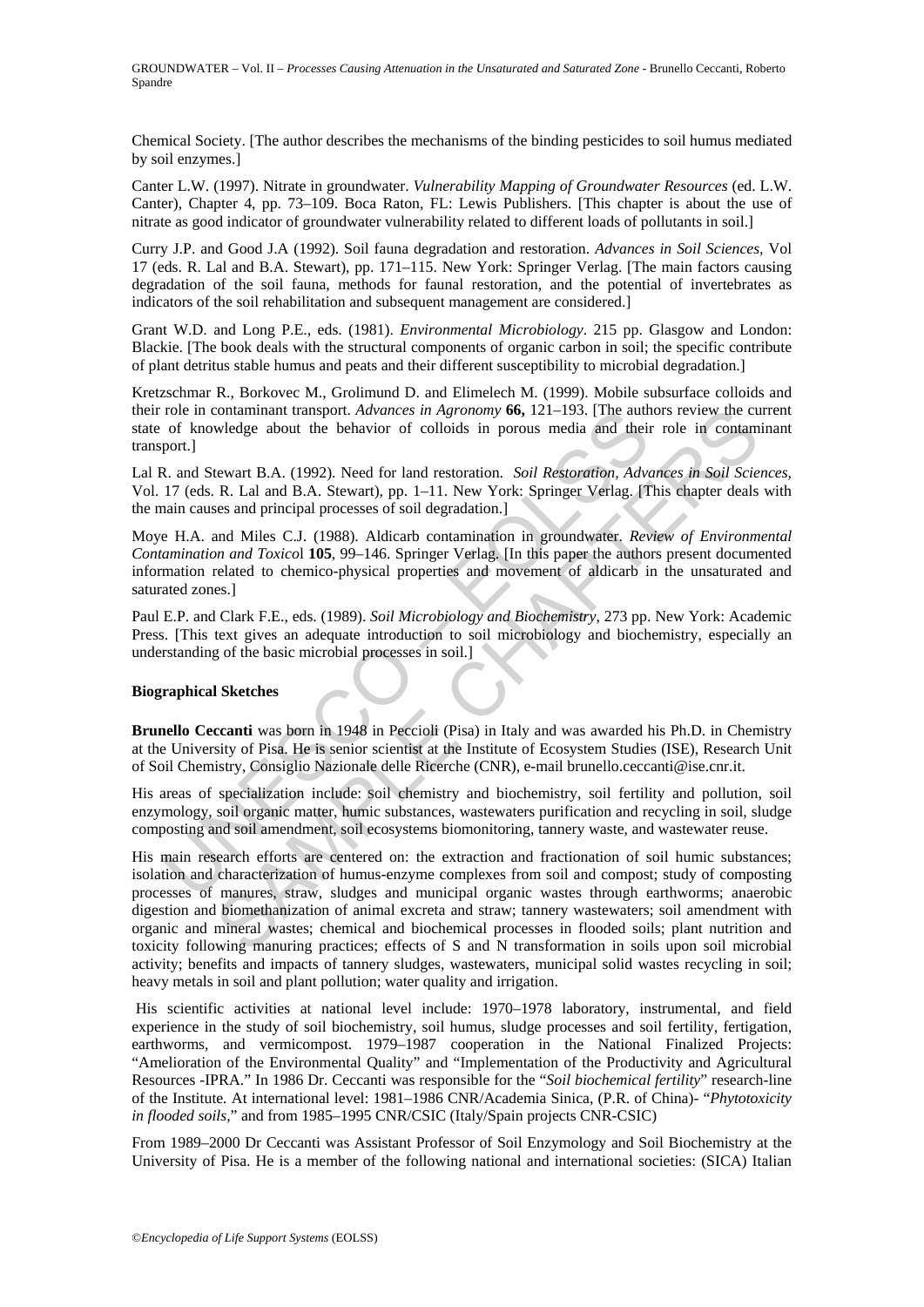Chemical Society. [The author describes the mechanisms of the binding pesticides to soil humus mediated by soil enzymes.]

Canter L.W. (1997). Nitrate in groundwater. *Vulnerability Mapping of Groundwater Resources* (ed. L.W. Canter), Chapter 4, pp. 73–109. Boca Raton, FL: Lewis Publishers. [This chapter is about the use of nitrate as good indicator of groundwater vulnerability related to different loads of pollutants in soil.]

Curry J.P. and Good J.A (1992). Soil fauna degradation and restoration. *Advances in Soil Sciences*, Vol 17 (eds. R. Lal and B.A. Stewart), pp. 171–115. New York: Springer Verlag. [The main factors causing degradation of the soil fauna, methods for faunal restoration, and the potential of invertebrates as indicators of the soil rehabilitation and subsequent management are considered.]

Grant W.D. and Long P.E., eds. (1981). *Environmental Microbiology*. 215 pp. Glasgow and London: Blackie. [The book deals with the structural components of organic carbon in soil; the specific contribute of plant detritus stable humus and peats and their different susceptibility to microbial degradation.]

Kretzschmar R., Borkovec M., Grolimund D. and Elimelech M. (1999). Mobile subsurface colloids and their role in contaminant transport. *Advances in Agronomy* **66,** 121–193. [The authors review the current state of knowledge about the behavior of colloids in porous media and their role in contaminant transport.]

Lal R. and Stewart B.A. (1992). Need for land restoration. *Soil Restoration, Advances in Soil Sciences*, Vol. 17 (eds. R. Lal and B.A. Stewart), pp. 1–11. New York: Springer Verlag. [This chapter deals with the main causes and principal processes of soil degradation.]

Moye H.A. and Miles C.J. (1988). Aldicarb contamination in groundwater. *Review of Environmental Contamination and Toxicol* **105**, 99–146. Springer Verlag. [In this paper the authors present documented information related to chemico-physical properties and movement of aldicarb in the unsaturated and saturated zones.]

Paul E.P. and Clark F.E., eds. (1989). *Soil Microbiology and Biochemistry*, 273 pp. New York: Academic Press. [This text gives an adequate introduction to soil microbiology and biochemistry, especially an understanding of the basic microbial processes in soil.]

**Biographical Sketches**

**Brunello Ceccanti** was born in 1948 in Peccioli (Pisa) in Italy and was awarded his Ph.D. in Chemistry at the University of Pisa. He is senior scientist at the Institute of Ecosystem Studies (ISE), Research Unit of Soil Chemistry, Consiglio Nazionale delle Ricerche (CNR), e-mail brunello.ceccanti@ise.cnr.it.

His areas of specialization include: soil chemistry and biochemistry, soil fertility and pollution, soil enzymology, soil organic matter, humic substances, wastewaters purification and recycling in soil, sludge composting and soil amendment, soil ecosystems biomonitoring, tannery waste, and wastewater reuse.

His main research efforts are centered on: the extraction and fractionation of soil humic substances; isolation and characterization of humus-enzyme complexes from soil and compost; study of composting processes of manures, straw, sludges and municipal organic wastes through earthworms; anaerobic digestion and biomethanization of animal excreta and straw; tannery wastewaters; soil amendment with organic and mineral wastes; chemical and biochemical processes in flooded soils; plant nutrition and toxicity following manuring practices; effects of S and N transformation in soils upon soil microbial activity; benefits and impacts of tannery sludges, wastewaters, municipal solid wastes recycling in soil; heavy metals in soil and plant pollution; water quality and irrigation.

His scientific activities at national level include: 1970–1978 laboratory, instrumental, and field experience in the study of soil biochemistry, soil humus, sludge processes and soil fertility, fertigation, earthworms, and vermicompost. 1979–1987 cooperation in the National Finalized Projects: "Amelioration of the Environmental Quality" and "Implementation of the Productivity and Agricultural Resources -IPRA." In 1986 Dr. Ceccanti was responsible for the "*Soil biochemical fertility*" research-line of the Institute. At international level: 1981–1986 CNR/Academia Sinica, (P.R. of China)- "*Phytotoxicity in flooded soils*," and from 1985–1995 CNR/CSIC (Italy/Spain projects CNR-CSIC)

From 1989–2000 Dr Ceccanti was Assistant Professor of Soil Enzymology and Soil Biochemistry at the University of Pisa. He is a member of the following national and international societies: (SICA) Italian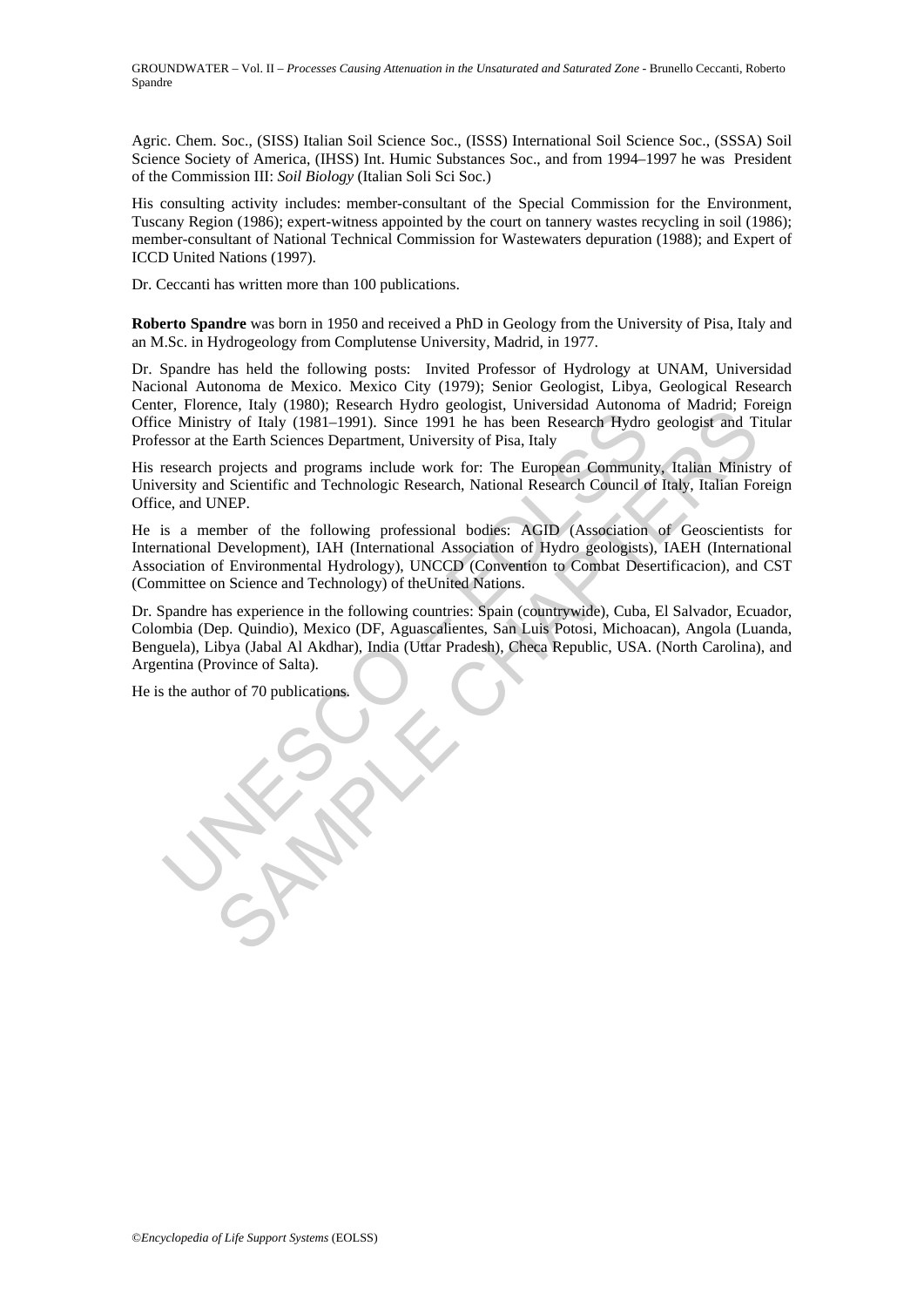Agric. Chem. Soc., (SISS) Italian Soil Science Soc., (ISSS) International Soil Science Soc., (SSSA) Soil Science Society of America, (IHSS) Int. Humic Substances Soc., and from 1994–1997 he was President of the Commission III: *Soil Biology* (Italian Soli Sci Soc.)

His consulting activity includes: member-consultant of the Special Commission for the Environment, Tuscany Region (1986); expert-witness appointed by the court on tannery wastes recycling in soil (1986); member-consultant of National Technical Commission for Wastewaters depuration (1988); and Expert of ICCD United Nations (1997).

Dr. Ceccanti has written more than 100 publications.

**Roberto Spandre** was born in 1950 and received a PhD in Geology from the University of Pisa, Italy and an M.Sc. in Hydrogeology from Complutense University, Madrid, in 1977.

Dr. Spandre has held the following posts: Invited Professor of Hydrology at UNAM, Universidad Nacional Autonoma de Mexico. Mexico City (1979); Senior Geologist, Libya, Geological Research Center, Florence, Italy (1980); Research Hydro geologist, Universidad Autonoma of Madrid; Foreign Office Ministry of Italy (1981–1991). Since 1991 he has been Research Hydro geologist and Titular Professor at the Earth Sciences Department, University of Pisa, Italy

His research projects and programs include work for: The European Community, Italian Ministry of University and Scientific and Technologic Research, National Research Council of Italy, Italian Foreign Office, and UNEP.

He is a member of the following professional bodies: AGID (Association of Geoscientists for International Development), IAH (International Association of Hydro geologists), IAEH (International Association of Environmental Hydrology), UNCCD (Convention to Combat Desertificacion), and CST (Committee on Science and Technology) of theUnited Nations.

Dr. Spandre has experience in the following countries: Spain (countrywide), Cuba, El Salvador, Ecuador, Colombia (Dep. Quindio), Mexico (DF, Aguascalientes, San Luis Potosi, Michoacan), Angola (Luanda, Benguela), Libya (Jabal Al Akdhar), India (Uttar Pradesh), Checa Republic, USA. (North Carolina), and Argentina (Province of Salta).

He is the author of 70 publications.